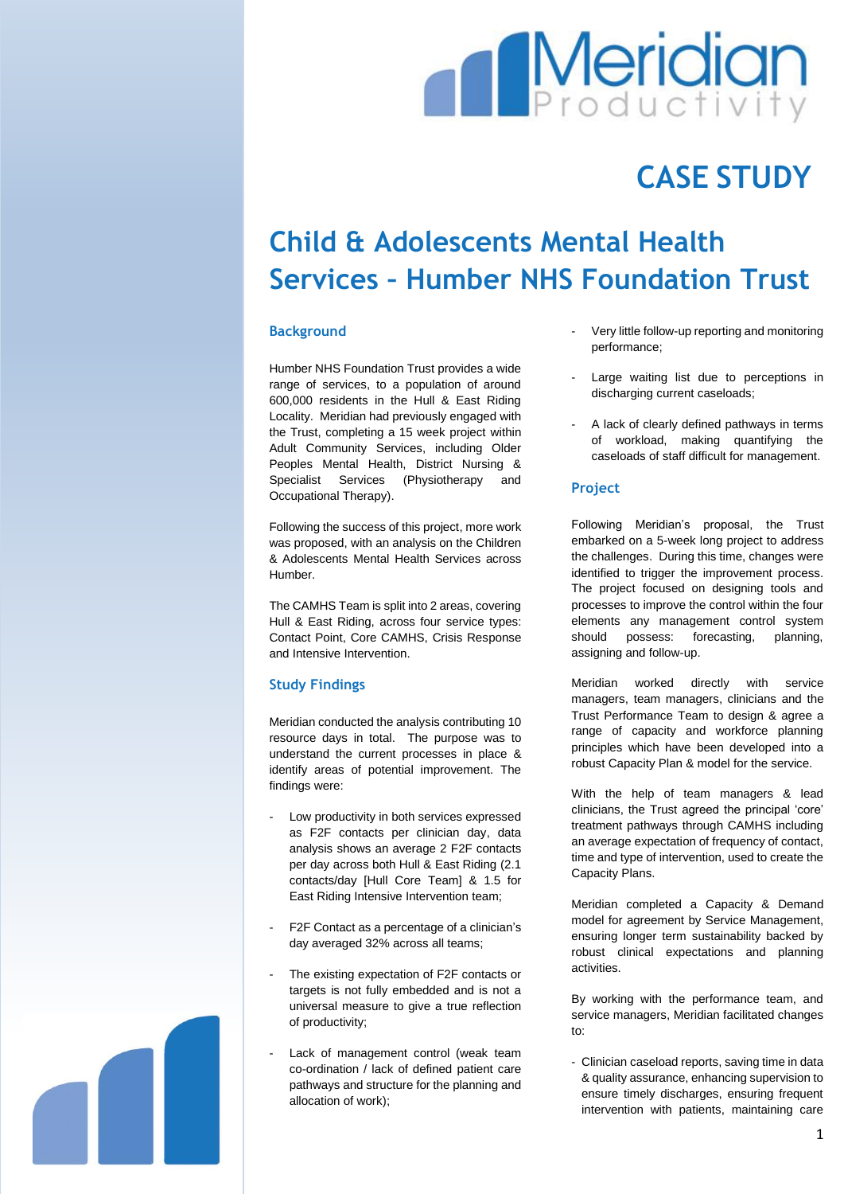# CASE STUDY

# Child & Adolescents Mental Health Services – Humber NHS Foundation Trust

## Background

Humber NHS Foundation Trust provides a wide range of services, to a population of around 600,000 residents in the Hull & East Riding Locality. Meridian had previously engaged with the Trust, completing a 15 week project within Adult Community Services, including Older Peoples Mental Health, District Nursing & Specialist Services (Physiotherapy and Occupational Therapy).

Following the success of this project, more work was proposed, with an analysis on the Children & Adolescents Mental Health Services across Humber.

The CAMHS Team is split into 2 areas, covering Hull & East Riding, across four service types: Contact Point, Core CAMHS, Crisis Response and Intensive Intervention.

## Study Findings

Meridian conducted the analysis contributing 10 resource days in total. The purpose was to understand the current processes in place & identify areas of potential improvement. The findings were:

- Low productivity in both services expressed as F2F contacts per clinician day, data analysis shows an average 2 F2F contacts per day across both Hull & East Riding (2.1 contacts/day [Hull Core Team] & 1.5 for East Riding Intensive Intervention team;
- F2F Contact as a percentage of a clinician's day averaged 32% across all teams;
- The existing expectation of F2F contacts or targets is not fully embedded and is not a universal measure to give a true reflection of productivity;
- Lack of management control (weak team co-ordination / lack of defined patient care pathways and structure for the planning and allocation of work);
- Very little follow-up reporting and monitoring performance;
- Large waiting list due to perceptions in discharging current caseloads;
- A lack of clearly defined pathways in terms of workload, making quantifying the caseloads of staff difficult for management.

## Project

Following Meridian's proposal, the Trust embarked on a 5-week long project to address the challenges. During this time, changes were identified to trigger the improvement process. The project focused on designing tools and processes to improve the control within the four elements any management control system should possess: forecasting, planning, assigning and follow-up.

Meridian worked directly with service managers, team managers, clinicians and the Trust Performance Team to design & agree a range of capacity and workforce planning principles which have been developed into a robust Capacity Plan & model for the service.

With the help of team managers & lead clinicians, the Trust agreed the principal 'core' treatment pathways through CAMHS including an average expectation of frequency of contact, time and type of intervention, used to create the Capacity Plans.

Meridian completed a Capacity & Demand model for agreement by Service Management, ensuring longer term sustainability backed by robust clinical expectations and planning activities.

By working with the performance team, and service managers, Meridian facilitated changes to:

- Clinician caseload reports, saving time in data & quality assurance, enhancing supervision to ensure timely discharges, ensuring frequent intervention with patients, maintaining care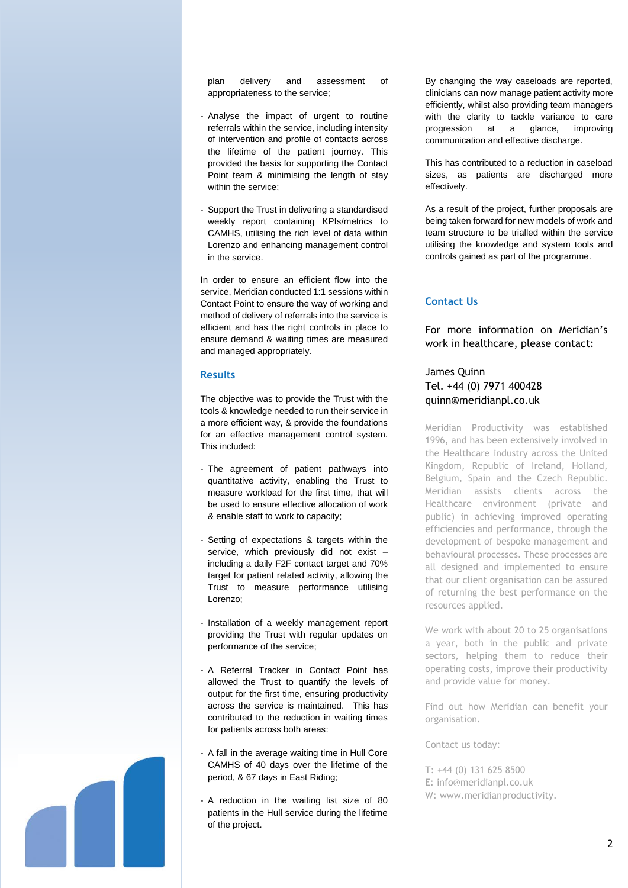plan delivery and assessment of appropriateness to the service;

- Analyse the impact of urgent to routine referrals within the service, including intensity of intervention and profile of contacts across the lifetime of the patient journey. This provided the basis for supporting the Contact Point team & minimising the length of stay within the service;

- Support the Trust in delivering a standardised weekly report containing KPIs/metrics to CAMHS, utilising the rich level of data within Lorenzo and enhancing management control in the service.

In order to ensure an efficient flow into the service, Meridian conducted 1:1 sessions within Contact Point to ensure the way of working and method of delivery of referrals into the service is efficient and has the right controls in place to ensure demand & waiting times are measured and managed appropriately.

## Results

The objective was to provide the Trust with the tools & knowledge needed to run their service in a more efficient way, & provide the foundations for an effective management control system. This included:

- The agreement of patient pathways into quantitative activity, enabling the Trust to measure workload for the first time, that will be used to ensure effective allocation of work & enable staff to work to capacity;

- Setting of expectations & targets within the service, which previously did not exist – including a daily F2F contact target and 70% target for patient related activity, allowing the Trust to measure performance utilising Lorenzo;

- Installation of a weekly management report providing the Trust with regular updates on performance of the service;

- A Referral Tracker in Contact Point has allowed the Trust to quantify the levels of output for the first time, ensuring productivity across the service is maintained. This has contributed to the reduction in waiting times for patients across both areas:

- A fall in the average waiting time in Hull Core CAMHS of 40 days over the lifetime of the period, & 67 days in East Riding;

- A reduction in the waiting list size of 80 patients in the Hull service during the lifetime of the project.

By changing the way caseloads are reported, clinicians can now manage patient activity more efficiently, whilst also providing team managers with the clarity to tackle variance to care progression at a glance, improving communication and effective discharge.

This has contributed to a reduction in caseload sizes, as patients are discharged more effectively.

As a result of the project, further proposals are being taken forward for new models of work and team structure to be trialled within the service utilising the knowledge and system tools and controls gained as part of the programme.

## Contact Us

For more information on Meridian's work in healthcare, please contact:

James Quinn
Tel. +44 (0) 7971 400428
quinn@meridianpl.co.uk

Meridian Productivity was established 1996, and has been extensively involved in the Healthcare industry across the United Kingdom, Republic of Ireland, Holland, Belgium, Spain and the Czech Republic. Meridian assists clients across the Healthcare environment (private and public) in achieving improved operating efficiencies and performance, through the development of bespoke management and behavioural processes. These processes are all designed and implemented to ensure that our client organisation can be assured of returning the best performance on the resources applied.

We work with about 20 to 25 organisations a year, both in the public and private sectors, helping them to reduce their operating costs, improve their productivity and provide value for money.

Find out how Meridian can benefit your organisation.

Contact us today:

T: +44 (0) 131 625 8500
E: info@meridianpl.co.uk
W: www.meridianproductivity.